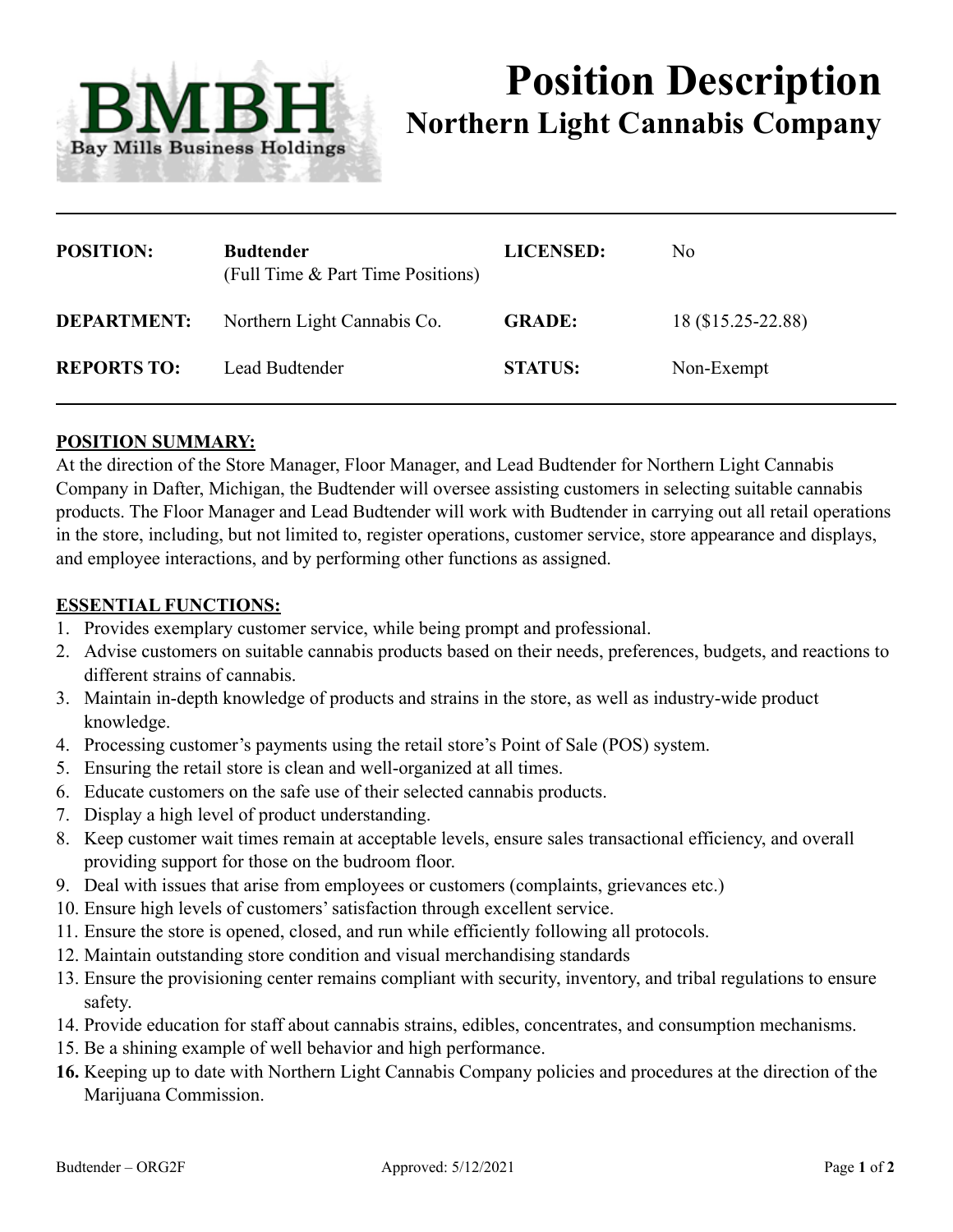BMBH
Bay Mills Business Holdings

# Position Description
## Northern Light Cannabis Company

| | | | |
|---|---|---|---|
| **POSITION:** | **Budtender** (Full Time & Part Time Positions) | **LICENSED:** | No |
| **DEPARTMENT:** | Northern Light Cannabis Co. | **GRADE:** | 18 ($15.25-22.88) |
| **REPORTS TO:** | Lead Budtender | **STATUS:** | Non-Exempt |

**POSITION SUMMARY:**

At the direction of the Store Manager, Floor Manager, and Lead Budtender for Northern Light Cannabis Company in Dafter, Michigan, the Budtender will oversee assisting customers in selecting suitable cannabis products. The Floor Manager and Lead Budtender will work with Budtender in carrying out all retail operations in the store, including, but not limited to, register operations, customer service, store appearance and displays, and employee interactions, and by performing other functions as assigned.

**ESSENTIAL FUNCTIONS:**

1. Provides exemplary customer service, while being prompt and professional.
2. Advise customers on suitable cannabis products based on their needs, preferences, budgets, and reactions to different strains of cannabis.
3. Maintain in-depth knowledge of products and strains in the store, as well as industry-wide product knowledge.
4. Processing customer's payments using the retail store's Point of Sale (POS) system.
5. Ensuring the retail store is clean and well-organized at all times.
6. Educate customers on the safe use of their selected cannabis products.
7. Display a high level of product understanding.
8. Keep customer wait times remain at acceptable levels, ensure sales transactional efficiency, and overall providing support for those on the budroom floor.
9. Deal with issues that arise from employees or customers (complaints, grievances etc.)
10. Ensure high levels of customers' satisfaction through excellent service.
11. Ensure the store is opened, closed, and run while efficiently following all protocols.
12. Maintain outstanding store condition and visual merchandising standards
13. Ensure the provisioning center remains compliant with security, inventory, and tribal regulations to ensure safety.
14. Provide education for staff about cannabis strains, edibles, concentrates, and consumption mechanisms.
15. Be a shining example of well behavior and high performance.
16. Keeping up to date with Northern Light Cannabis Company policies and procedures at the direction of the Marijuana Commission.

Budtender – ORG2F Approved: 5/12/2021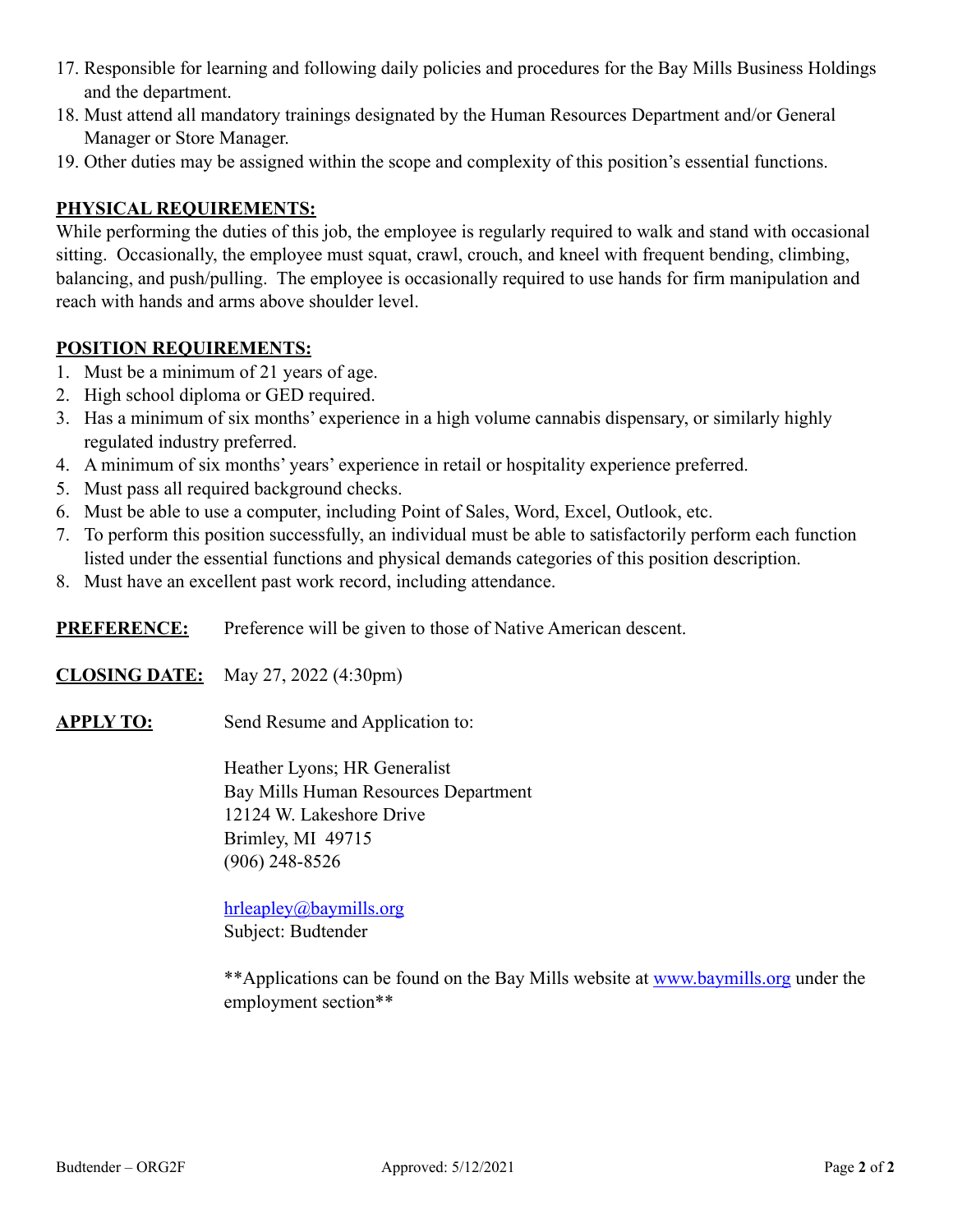17. Responsible for learning and following daily policies and procedures for the Bay Mills Business Holdings and the department.
18. Must attend all mandatory trainings designated by the Human Resources Department and/or General Manager or Store Manager.
19. Other duties may be assigned within the scope and complexity of this position's essential functions.

**PHYSICAL REQUIREMENTS:**

While performing the duties of this job, the employee is regularly required to walk and stand with occasional sitting. Occasionally, the employee must squat, crawl, crouch, and kneel with frequent bending, climbing, balancing, and push/pulling. The employee is occasionally required to use hands for firm manipulation and reach with hands and arms above shoulder level.

**POSITION REQUIREMENTS:**

1. Must be a minimum of 21 years of age.
2. High school diploma or GED required.
3. Has a minimum of six months' experience in a high volume cannabis dispensary, or similarly highly regulated industry preferred.
4. A minimum of six months' years' experience in retail or hospitality experience preferred.
5. Must pass all required background checks.
6. Must be able to use a computer, including Point of Sales, Word, Excel, Outlook, etc.
7. To perform this position successfully, an individual must be able to satisfactorily perform each function listed under the essential functions and physical demands categories of this position description.
8. Must have an excellent past work record, including attendance.

**PREFERENCE:** Preference will be given to those of Native American descent.

**CLOSING DATE:** May 27, 2022 (4:30pm)

**APPLY TO:** Send Resume and Application to:

Heather Lyons; HR Generalist
Bay Mills Human Resources Department
12124 W. Lakeshore Drive
Brimley, MI 49715
(906) 248-8526

hrleapley@baymills.org
Subject: Budtender

**Applications can be found on the Bay Mills website at www.baymills.org under the employment section**